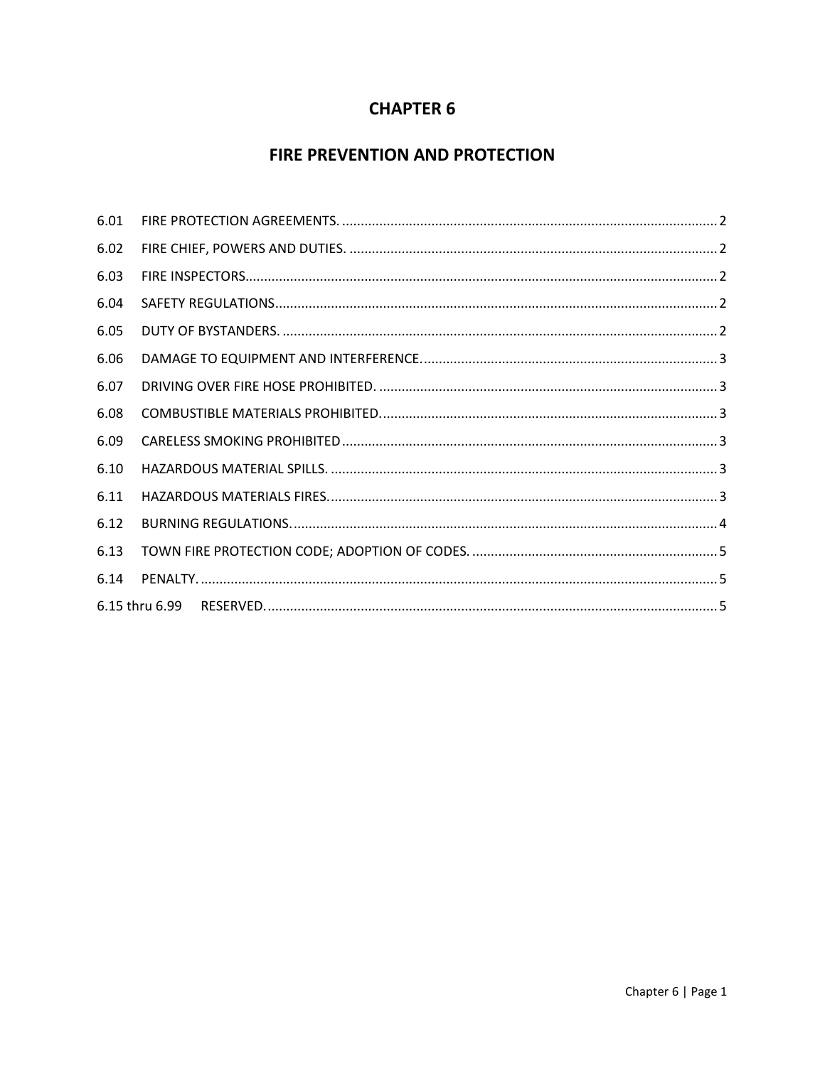# CHAPTER 6

## FIRE PREVENTION AND PROTECTION

6.01 FIRE PROTECTION AGREEMENTS. .......... 2

6.02 FIRE CHIEF, POWERS AND DUTIES. .......... 2

6.03 FIRE INSPECTORS.......... 2

6.04 SAFETY REGULATIONS.......... 2

6.05 DUTY OF BYSTANDERS. .......... 2

6.06 DAMAGE TO EQUIPMENT AND INTERFERENCE. .......... 3

6.07 DRIVING OVER FIRE HOSE PROHIBITED. .......... 3

6.08 COMBUSTIBLE MATERIALS PROHIBITED. .......... 3

6.09 CARELESS SMOKING PROHIBITED .......... 3

6.10 HAZARDOUS MATERIAL SPILLS. .......... 3

6.11 HAZARDOUS MATERIALS FIRES. .......... 3

6.12 BURNING REGULATIONS. .......... 4

6.13 TOWN FIRE PROTECTION CODE; ADOPTION OF CODES. .......... 5

6.14 PENALTY. .......... 5

6.15 thru 6.99 RESERVED. .......... 5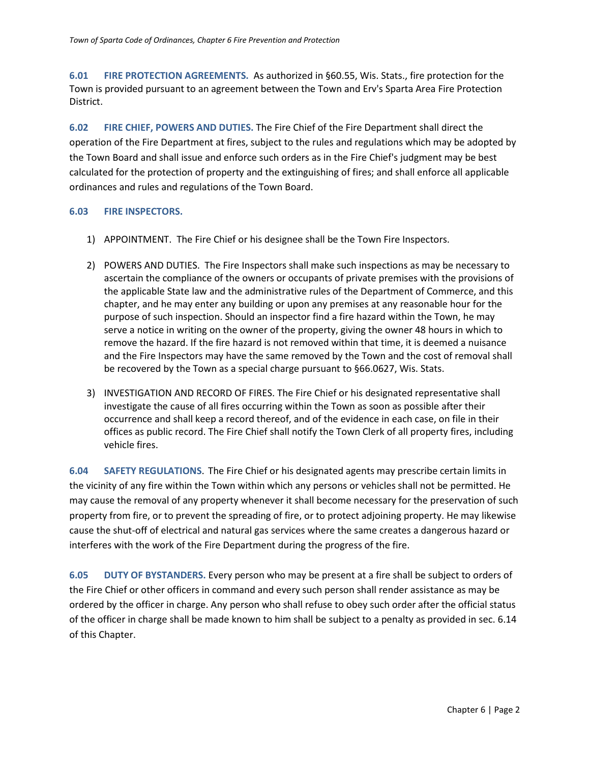**6.01 FIRE PROTECTION AGREEMENTS.** As authorized in §60.55, Wis. Stats., fire protection for the Town is provided pursuant to an agreement between the Town and Erv's Sparta Area Fire Protection District.

**6.02 FIRE CHIEF, POWERS AND DUTIES.** The Fire Chief of the Fire Department shall direct the operation of the Fire Department at fires, subject to the rules and regulations which may be adopted by the Town Board and shall issue and enforce such orders as in the Fire Chief's judgment may be best calculated for the protection of property and the extinguishing of fires; and shall enforce all applicable ordinances and rules and regulations of the Town Board.

**6.03 FIRE INSPECTORS.**

1) APPOINTMENT. The Fire Chief or his designee shall be the Town Fire Inspectors.

2) POWERS AND DUTIES. The Fire Inspectors shall make such inspections as may be necessary to ascertain the compliance of the owners or occupants of private premises with the provisions of the applicable State law and the administrative rules of the Department of Commerce, and this chapter, and he may enter any building or upon any premises at any reasonable hour for the purpose of such inspection. Should an inspector find a fire hazard within the Town, he may serve a notice in writing on the owner of the property, giving the owner 48 hours in which to remove the hazard. If the fire hazard is not removed within that time, it is deemed a nuisance and the Fire Inspectors may have the same removed by the Town and the cost of removal shall be recovered by the Town as a special charge pursuant to §66.0627, Wis. Stats.

3) INVESTIGATION AND RECORD OF FIRES. The Fire Chief or his designated representative shall investigate the cause of all fires occurring within the Town as soon as possible after their occurrence and shall keep a record thereof, and of the evidence in each case, on file in their offices as public record. The Fire Chief shall notify the Town Clerk of all property fires, including vehicle fires.

**6.04 SAFETY REGULATIONS**. The Fire Chief or his designated agents may prescribe certain limits in the vicinity of any fire within the Town within which any persons or vehicles shall not be permitted. He may cause the removal of any property whenever it shall become necessary for the preservation of such property from fire, or to prevent the spreading of fire, or to protect adjoining property. He may likewise cause the shut-off of electrical and natural gas services where the same creates a dangerous hazard or interferes with the work of the Fire Department during the progress of the fire.

**6.05 DUTY OF BYSTANDERS.** Every person who may be present at a fire shall be subject to orders of the Fire Chief or other officers in command and every such person shall render assistance as may be ordered by the officer in charge. Any person who shall refuse to obey such order after the official status of the officer in charge shall be made known to him shall be subject to a penalty as provided in sec. 6.14 of this Chapter.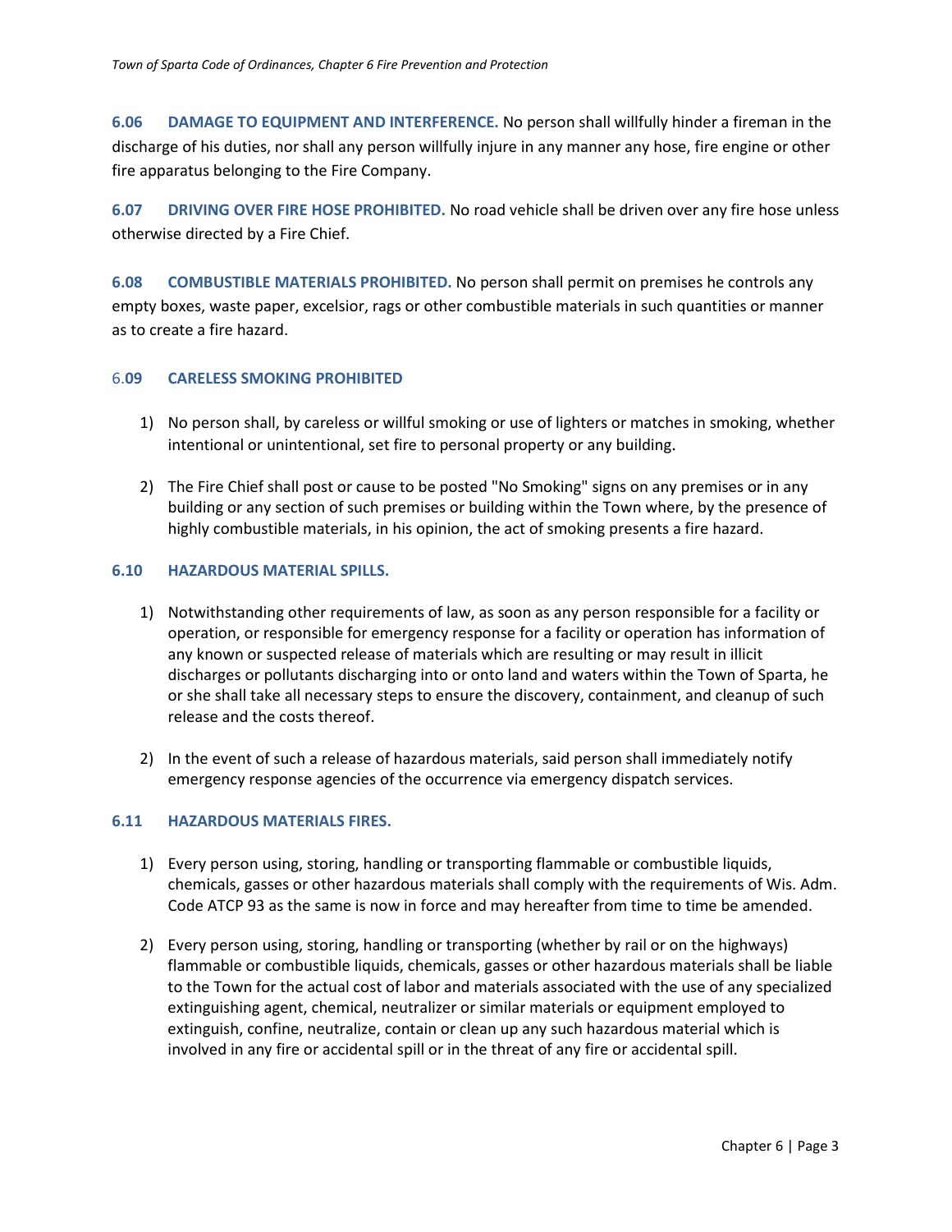**6.06 DAMAGE TO EQUIPMENT AND INTERFERENCE.** No person shall willfully hinder a fireman in the discharge of his duties, nor shall any person willfully injure in any manner any hose, fire engine or other fire apparatus belonging to the Fire Company.

**6.07 DRIVING OVER FIRE HOSE PROHIBITED.** No road vehicle shall be driven over any fire hose unless otherwise directed by a Fire Chief.

**6.08 COMBUSTIBLE MATERIALS PROHIBITED.** No person shall permit on premises he controls any empty boxes, waste paper, excelsior, rags or other combustible materials in such quantities or manner as to create a fire hazard.

**6.09 CARELESS SMOKING PROHIBITED**

1) No person shall, by careless or willful smoking or use of lighters or matches in smoking, whether intentional or unintentional, set fire to personal property or any building.

2) The Fire Chief shall post or cause to be posted "No Smoking" signs on any premises or in any building or any section of such premises or building within the Town where, by the presence of highly combustible materials, in his opinion, the act of smoking presents a fire hazard.

**6.10 HAZARDOUS MATERIAL SPILLS.**

1) Notwithstanding other requirements of law, as soon as any person responsible for a facility or operation, or responsible for emergency response for a facility or operation has information of any known or suspected release of materials which are resulting or may result in illicit discharges or pollutants discharging into or onto land and waters within the Town of Sparta, he or she shall take all necessary steps to ensure the discovery, containment, and cleanup of such release and the costs thereof.

2) In the event of such a release of hazardous materials, said person shall immediately notify emergency response agencies of the occurrence via emergency dispatch services.

**6.11 HAZARDOUS MATERIALS FIRES.**

1) Every person using, storing, handling or transporting flammable or combustible liquids, chemicals, gasses or other hazardous materials shall comply with the requirements of Wis. Adm. Code ATCP 93 as the same is now in force and may hereafter from time to time be amended.

2) Every person using, storing, handling or transporting (whether by rail or on the highways) flammable or combustible liquids, chemicals, gasses or other hazardous materials shall be liable to the Town for the actual cost of labor and materials associated with the use of any specialized extinguishing agent, chemical, neutralizer or similar materials or equipment employed to extinguish, confine, neutralize, contain or clean up any such hazardous material which is involved in any fire or accidental spill or in the threat of any fire or accidental spill.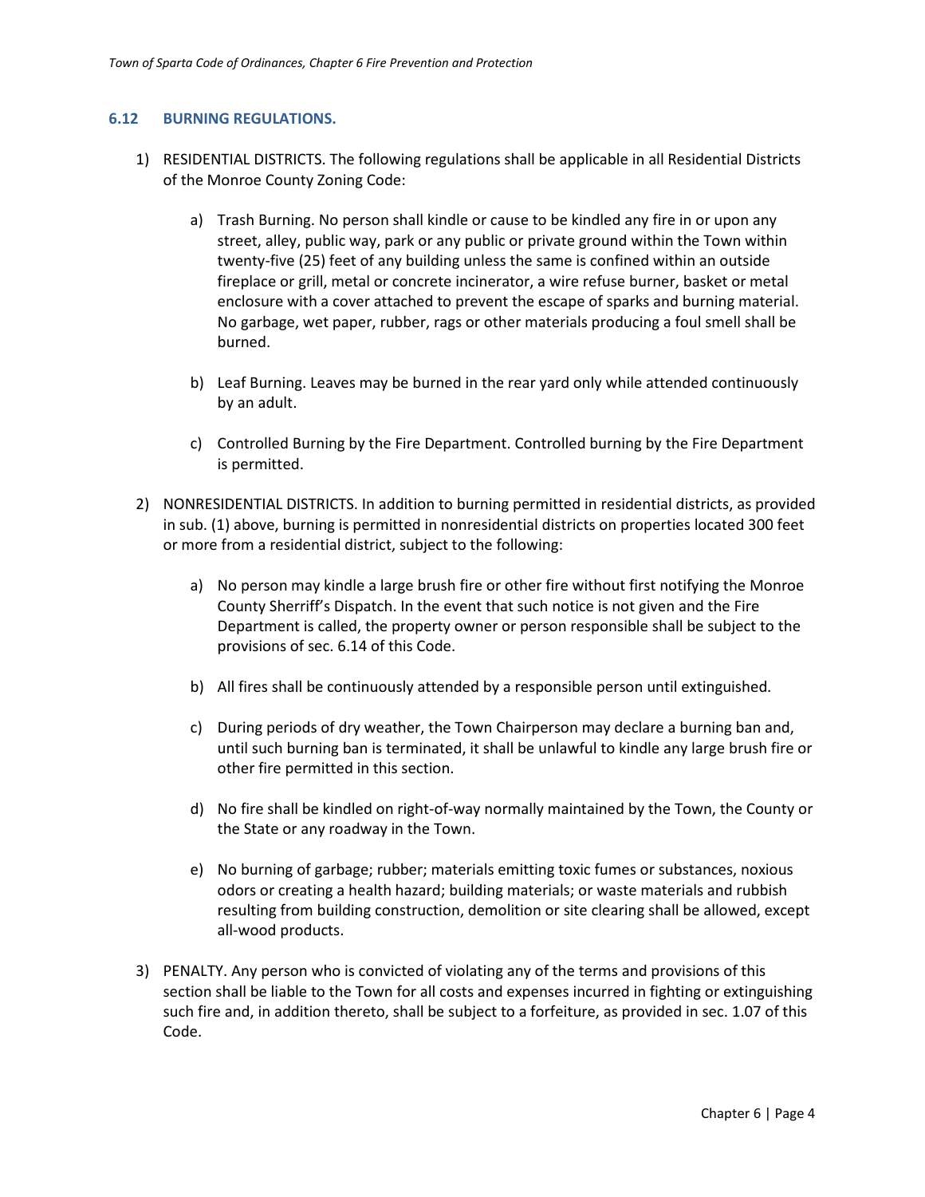### 6.12 BURNING REGULATIONS.

1) RESIDENTIAL DISTRICTS. The following regulations shall be applicable in all Residential Districts of the Monroe County Zoning Code:

    a) Trash Burning. No person shall kindle or cause to be kindled any fire in or upon any street, alley, public way, park or any public or private ground within the Town within twenty-five (25) feet of any building unless the same is confined within an outside fireplace or grill, metal or concrete incinerator, a wire refuse burner, basket or metal enclosure with a cover attached to prevent the escape of sparks and burning material. No garbage, wet paper, rubber, rags or other materials producing a foul smell shall be burned.

    b) Leaf Burning. Leaves may be burned in the rear yard only while attended continuously by an adult.

    c) Controlled Burning by the Fire Department. Controlled burning by the Fire Department is permitted.

2) NONRESIDENTIAL DISTRICTS. In addition to burning permitted in residential districts, as provided in sub. (1) above, burning is permitted in nonresidential districts on properties located 300 feet or more from a residential district, subject to the following:

    a) No person may kindle a large brush fire or other fire without first notifying the Monroe County Sherriff's Dispatch. In the event that such notice is not given and the Fire Department is called, the property owner or person responsible shall be subject to the provisions of sec. 6.14 of this Code.

    b) All fires shall be continuously attended by a responsible person until extinguished.

    c) During periods of dry weather, the Town Chairperson may declare a burning ban and, until such burning ban is terminated, it shall be unlawful to kindle any large brush fire or other fire permitted in this section.

    d) No fire shall be kindled on right-of-way normally maintained by the Town, the County or the State or any roadway in the Town.

    e) No burning of garbage; rubber; materials emitting toxic fumes or substances, noxious odors or creating a health hazard; building materials; or waste materials and rubbish resulting from building construction, demolition or site clearing shall be allowed, except all-wood products.

3) PENALTY. Any person who is convicted of violating any of the terms and provisions of this section shall be liable to the Town for all costs and expenses incurred in fighting or extinguishing such fire and, in addition thereto, shall be subject to a forfeiture, as provided in sec. 1.07 of this Code.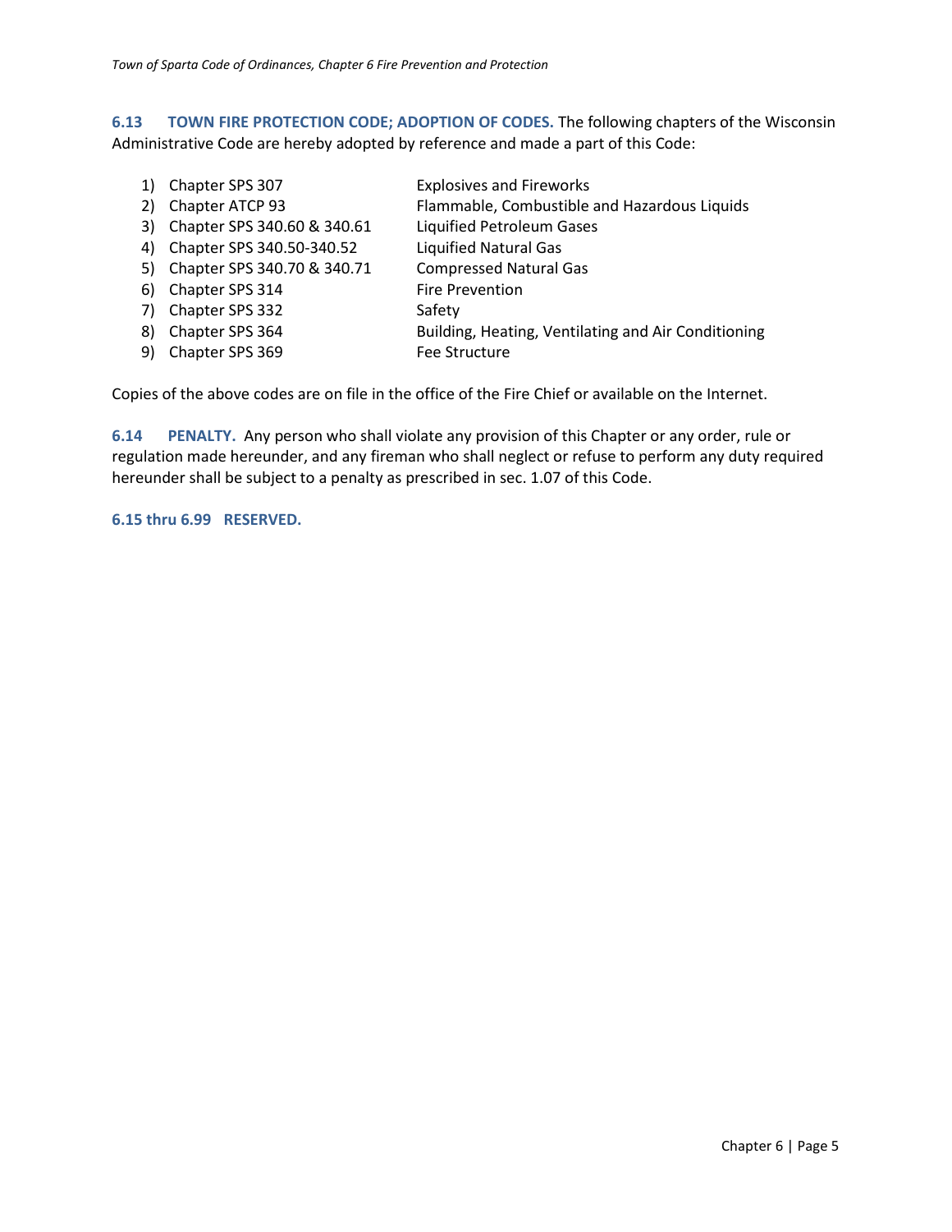**6.13 TOWN FIRE PROTECTION CODE; ADOPTION OF CODES.** The following chapters of the Wisconsin Administrative Code are hereby adopted by reference and made a part of this Code:

| | | |
|---|---|---|
| 1) | Chapter SPS 307 | Explosives and Fireworks |
| 2) | Chapter ATCP 93 | Flammable, Combustible and Hazardous Liquids |
| 3) | Chapter SPS 340.60 & 340.61 | Liquified Petroleum Gases |
| 4) | Chapter SPS 340.50-340.52 | Liquified Natural Gas |
| 5) | Chapter SPS 340.70 & 340.71 | Compressed Natural Gas |
| 6) | Chapter SPS 314 | Fire Prevention |
| 7) | Chapter SPS 332 | Safety |
| 8) | Chapter SPS 364 | Building, Heating, Ventilating and Air Conditioning |
| 9) | Chapter SPS 369 | Fee Structure |

Copies of the above codes are on file in the office of the Fire Chief or available on the Internet.

**6.14 PENALTY.** Any person who shall violate any provision of this Chapter or any order, rule or regulation made hereunder, and any fireman who shall neglect or refuse to perform any duty required hereunder shall be subject to a penalty as prescribed in sec. 1.07 of this Code.

**6.15 thru 6.99 RESERVED.**